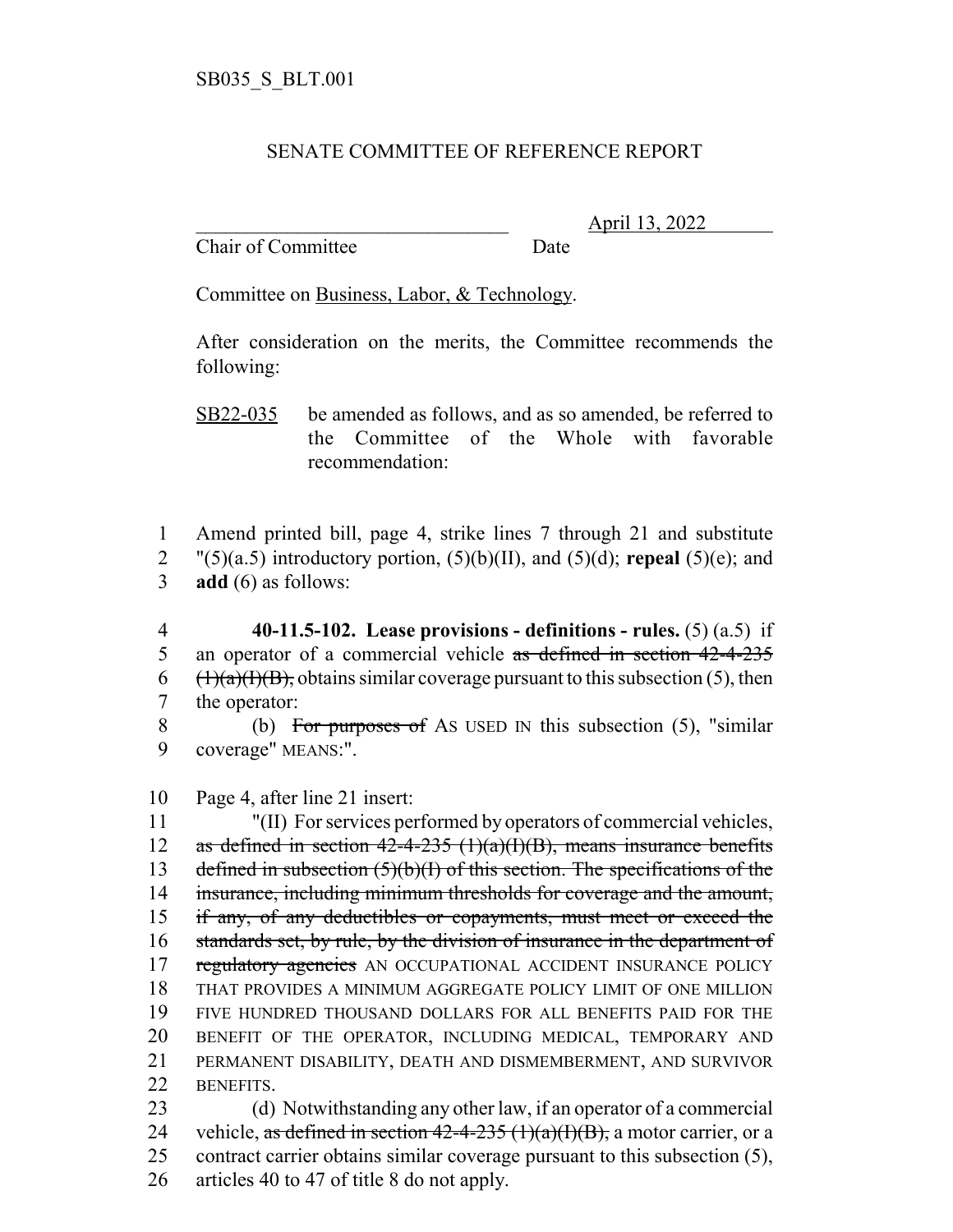SB035_S_BLT.001

SENATE COMMITTEE OF REFERENCE REPORT

________________________________ April 13, 2022
Chair of Committee Date

Committee on Business, Labor, & Technology.

After consideration on the merits, the Committee recommends the following:

SB22-035 be amended as follows, and as so amended, be referred to the Committee of the Whole with favorable recommendation:

1 Amend printed bill, page 4, strike lines 7 through 21 and substitute
2 "(5)(a.5) introductory portion, (5)(b)(II), and (5)(d); **repeal** (5)(e); and
3 **add** (6) as follows:

4 **40-11.5-102. Lease provisions - definitions - rules.** (5) (a.5) if
5 an operator of a commercial vehicle ~~as defined in section 42-4-235~~
6 ~~(1)(a)(I)(B),~~ obtains similar coverage pursuant to this subsection (5), then
7 the operator:

8 (b) ~~For purposes of~~ AS USED IN this subsection (5), "similar
9 coverage" MEANS:".

10 Page 4, after line 21 insert:

11 "(II) For services performed by operators of commercial vehicles,
12 ~~as defined in section 42-4-235 (1)(a)(I)(B), means insurance benefits~~
13 ~~defined in subsection (5)(b)(I) of this section. The specifications of the~~
14 ~~insurance, including minimum thresholds for coverage and the amount,~~
15 ~~if any, of any deductibles or copayments, must meet or exceed the~~
16 ~~standards set, by rule, by the division of insurance in the department of~~
17 ~~regulatory agencies~~ AN OCCUPATIONAL ACCIDENT INSURANCE POLICY
18 THAT PROVIDES A MINIMUM AGGREGATE POLICY LIMIT OF ONE MILLION
19 FIVE HUNDRED THOUSAND DOLLARS FOR ALL BENEFITS PAID FOR THE
20 BENEFIT OF THE OPERATOR, INCLUDING MEDICAL, TEMPORARY AND
21 PERMANENT DISABILITY, DEATH AND DISMEMBERMENT, AND SURVIVOR
22 BENEFITS.

23 (d) Notwithstanding any other law, if an operator of a commercial
24 vehicle, ~~as defined in section 42-4-235 (1)(a)(I)(B),~~ a motor carrier, or a
25 contract carrier obtains similar coverage pursuant to this subsection (5),
26 articles 40 to 47 of title 8 do not apply.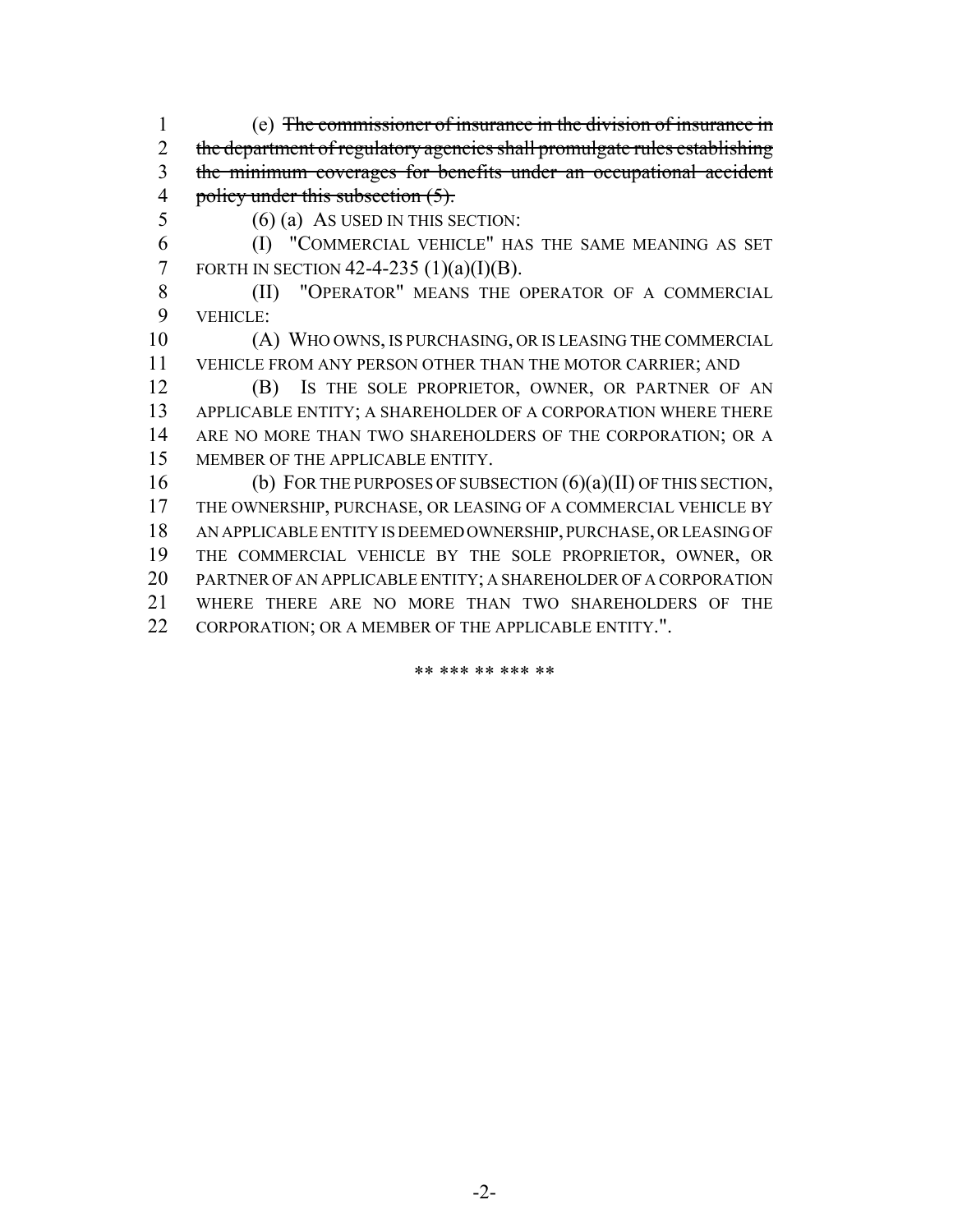(e) ~~The commissioner of insurance in the division of insurance in the department of regulatory agencies shall promulgate rules establishing the minimum coverages for benefits under an occupational accident policy under this subsection (5).~~

(6) (a) AS USED IN THIS SECTION:

(I) "COMMERCIAL VEHICLE" HAS THE SAME MEANING AS SET FORTH IN SECTION 42-4-235 (1)(a)(I)(B).

(II) "OPERATOR" MEANS THE OPERATOR OF A COMMERCIAL VEHICLE:

(A) WHO OWNS, IS PURCHASING, OR IS LEASING THE COMMERCIAL VEHICLE FROM ANY PERSON OTHER THAN THE MOTOR CARRIER; AND

(B) IS THE SOLE PROPRIETOR, OWNER, OR PARTNER OF AN APPLICABLE ENTITY; A SHAREHOLDER OF A CORPORATION WHERE THERE ARE NO MORE THAN TWO SHAREHOLDERS OF THE CORPORATION; OR A MEMBER OF THE APPLICABLE ENTITY.

(b) FOR THE PURPOSES OF SUBSECTION (6)(a)(II) OF THIS SECTION, THE OWNERSHIP, PURCHASE, OR LEASING OF A COMMERCIAL VEHICLE BY AN APPLICABLE ENTITY IS DEEMED OWNERSHIP, PURCHASE, OR LEASING OF THE COMMERCIAL VEHICLE BY THE SOLE PROPRIETOR, OWNER, OR PARTNER OF AN APPLICABLE ENTITY; A SHAREHOLDER OF A CORPORATION WHERE THERE ARE NO MORE THAN TWO SHAREHOLDERS OF THE CORPORATION; OR A MEMBER OF THE APPLICABLE ENTITY.".

** *** ** *** **